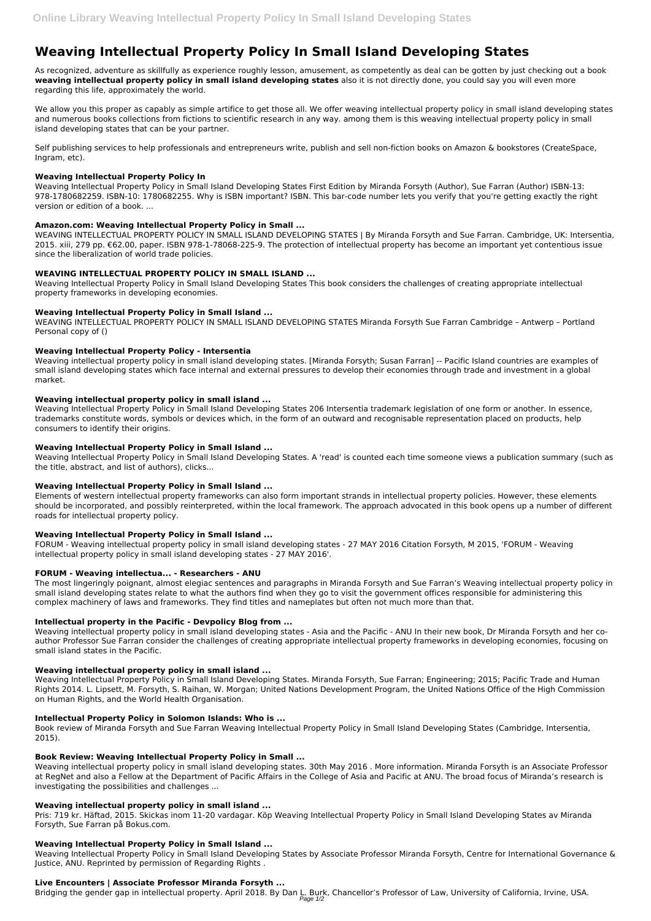# Weaving Intellectual Property Policy In Small Island Developing States

As recognized, adventure as skillfully as experience roughly lesson, amusement, as competently as deal can be gotten by just checking out a book **weaving intellectual property policy in small island developing states** also it is not directly done, you could say you will even more regarding this life, approximately the world.

We allow you this proper as capably as simple artifice to get those all. We offer weaving intellectual property policy in small island developing states and numerous books collections from fictions to scientific research in any way. among them is this weaving intellectual property policy in small island developing states that can be your partner.

Self publishing services to help professionals and entrepreneurs write, publish and sell non-fiction books on Amazon & bookstores (CreateSpace, Ingram, etc).

### Weaving Intellectual Property Policy In

Weaving Intellectual Property Policy in Small Island Developing States First Edition by Miranda Forsyth (Author), Sue Farran (Author) ISBN-13: 978-1780682259. ISBN-10: 1780682255. Why is ISBN important? ISBN. This bar-code number lets you verify that you're getting exactly the right version or edition of a book. ...

### Amazon.com: Weaving Intellectual Property Policy in Small ...

WEAVING INTELLECTUAL PROPERTY POLICY IN SMALL ISLAND DEVELOPING STATES | By Miranda Forsyth and Sue Farran. Cambridge, UK: Intersentia, 2015. xiii, 279 pp. €62.00, paper. ISBN 978-1-78068-225-9. The protection of intellectual property has become an important yet contentious issue since the liberalization of world trade policies.

### WEAVING INTELLECTUAL PROPERTY POLICY IN SMALL ISLAND ...

Weaving Intellectual Property Policy in Small Island Developing States This book considers the challenges of creating appropriate intellectual property frameworks in developing economies.

### Weaving Intellectual Property Policy in Small Island ...

WEAVING INTELLECTUAL PROPERTY POLICY IN SMALL ISLAND DEVELOPING STATES Miranda Forsyth Sue Farran Cambridge – Antwerp – Portland Personal copy of ()

### Weaving Intellectual Property Policy - Intersentia

Weaving intellectual property policy in small island developing states. [Miranda Forsyth; Susan Farran] -- Pacific Island countries are examples of small island developing states which face internal and external pressures to develop their economies through trade and investment in a global market.

### Weaving intellectual property policy in small island ...

Weaving Intellectual Property Policy in Small Island Developing States 206 Intersentia trademark legislation of one form or another. In essence, trademarks constitute words, symbols or devices which, in the form of an outward and recognisable representation placed on products, help consumers to identify their origins.

### Weaving Intellectual Property Policy in Small Island ...

Weaving Intellectual Property Policy in Small Island Developing States. A 'read' is counted each time someone views a publication summary (such as the title, abstract, and list of authors), clicks...

### Weaving Intellectual Property Policy in Small Island ...

Elements of western intellectual property frameworks can also form important strands in intellectual property policies. However, these elements should be incorporated, and possibly reinterpreted, within the local framework. The approach advocated in this book opens up a number of different roads for intellectual property policy.

### Weaving Intellectual Property Policy in Small Island ...

FORUM - Weaving intellectual property policy in small island developing states - 27 MAY 2016 Citation Forsyth, M 2015, 'FORUM - Weaving intellectual property policy in small island developing states - 27 MAY 2016'.

### FORUM - Weaving intellectua... - Researchers - ANU

The most lingeringly poignant, almost elegiac sentences and paragraphs in Miranda Forsyth and Sue Farran's Weaving intellectual property policy in small island developing states relate to what the authors find when they go to visit the government offices responsible for administering this complex machinery of laws and frameworks. They find titles and nameplates but often not much more than that.

### Intellectual property in the Pacific - Devpolicy Blog from ...

Weaving intellectual property policy in small island developing states - Asia and the Pacific - ANU In their new book, Dr Miranda Forsyth and her co-author Professor Sue Farran consider the challenges of creating appropriate intellectual property frameworks in developing economies, focusing on small island states in the Pacific.

### Weaving intellectual property policy in small island ...

Weaving Intellectual Property Policy in Small Island Developing States. Miranda Forsyth, Sue Farran; Engineering; 2015; Pacific Trade and Human Rights 2014. L. Lipsett, M. Forsyth, S. Raihan, W. Morgan; United Nations Development Program, the United Nations Office of the High Commission on Human Rights, and the World Health Organisation.

### Intellectual Property Policy in Solomon Islands: Who is ...

Book review of Miranda Forsyth and Sue Farran Weaving Intellectual Property Policy in Small Island Developing States (Cambridge, Intersentia, 2015).

### Book Review: Weaving Intellectual Property Policy in Small ...

Weaving intellectual property policy in small island developing states. 30th May 2016 . More information. Miranda Forsyth is an Associate Professor at RegNet and also a Fellow at the Department of Pacific Affairs in the College of Asia and Pacific at ANU. The broad focus of Miranda's research is investigating the possibilities and challenges ...

### Weaving intellectual property policy in small island ...

Pris: 719 kr. Häftad, 2015. Skickas inom 11-20 vardagar. Köp Weaving Intellectual Property Policy in Small Island Developing States av Miranda Forsyth, Sue Farran på Bokus.com.

### Weaving Intellectual Property Policy in Small Island ...

Weaving Intellectual Property Policy in Small Island Developing States by Associate Professor Miranda Forsyth, Centre for International Governance & Justice, ANU. Reprinted by permission of Regarding Rights .

### Live Encounters | Associate Professor Miranda Forsyth ...

Bridging the gender gap in intellectual property. April 2018. By Dan L. Burk, Chancellor's Professor of Law, University of California, Irvine, USA.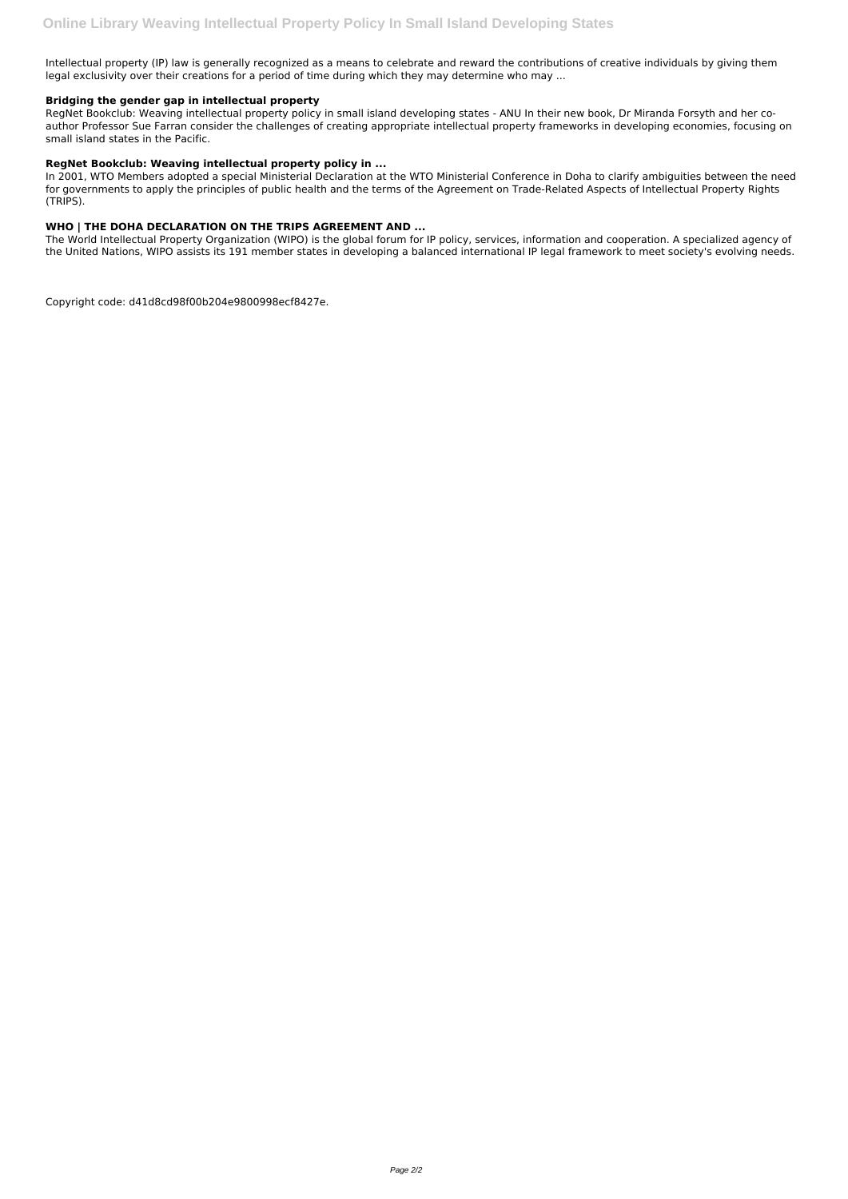Intellectual property (IP) law is generally recognized as a means to celebrate and reward the contributions of creative individuals by giving them legal exclusivity over their creations for a period of time during which they may determine who may ...

**Bridging the gender gap in intellectual property**

RegNet Bookclub: Weaving intellectual property policy in small island developing states - ANU In their new book, Dr Miranda Forsyth and her co-author Professor Sue Farran consider the challenges of creating appropriate intellectual property frameworks in developing economies, focusing on small island states in the Pacific.

**RegNet Bookclub: Weaving intellectual property policy in ...**

In 2001, WTO Members adopted a special Ministerial Declaration at the WTO Ministerial Conference in Doha to clarify ambiguities between the need for governments to apply the principles of public health and the terms of the Agreement on Trade-Related Aspects of Intellectual Property Rights (TRIPS).

**WHO | THE DOHA DECLARATION ON THE TRIPS AGREEMENT AND ...**

The World Intellectual Property Organization (WIPO) is the global forum for IP policy, services, information and cooperation. A specialized agency of the United Nations, WIPO assists its 191 member states in developing a balanced international IP legal framework to meet society's evolving needs.

Copyright code: d41d8cd98f00b204e9800998ecf8427e.